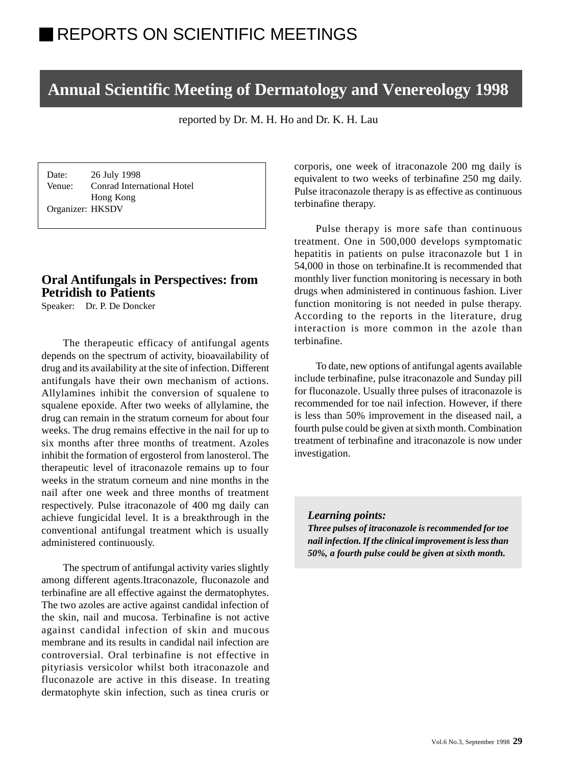# REPORTS ON SCIENTIFIC MEETINGS

## Annual Scientific Meeting of Dermatology and Venereology 1998

reported by Dr. M. H. Ho and Dr. K. H. Lau

Date: 26 July 1998
Venue: Conrad International Hotel
Hong Kong
Organizer: HKSDV

### Oral Antifungals in Perspectives: from Petridish to Patients

Speaker: Dr. P. De Doncker

The therapeutic efficacy of antifungal agents depends on the spectrum of activity, bioavailability of drug and its availability at the site of infection. Different antifungals have their own mechanism of actions. Allylamines inhibit the conversion of squalene to squalene epoxide. After two weeks of allylamine, the drug can remain in the stratum corneum for about four weeks. The drug remains effective in the nail for up to six months after three months of treatment. Azoles inhibit the formation of ergosterol from lanosterol. The therapeutic level of itraconazole remains up to four weeks in the stratum corneum and nine months in the nail after one week and three months of treatment respectively. Pulse itraconazole of 400 mg daily can achieve fungicidal level. It is a breakthrough in the conventional antifungal treatment which is usually administered continuously.

The spectrum of antifungal activity varies slightly among different agents.Itraconazole, fluconazole and terbinafine are all effective against the dermatophytes. The two azoles are active against candidal infection of the skin, nail and mucosa. Terbinafine is not active against candidal infection of skin and mucous membrane and its results in candidal nail infection are controversial. Oral terbinafine is not effective in pityriasis versicolor whilst both itraconazole and fluconazole are active in this disease. In treating dermatophyte skin infection, such as tinea cruris or corporis, one week of itraconazole 200 mg daily is equivalent to two weeks of terbinafine 250 mg daily. Pulse itraconazole therapy is as effective as continuous terbinafine therapy.

Pulse therapy is more safe than continuous treatment. One in 500,000 develops symptomatic hepatitis in patients on pulse itraconazole but 1 in 54,000 in those on terbinafine.It is recommended that monthly liver function monitoring is necessary in both drugs when administered in continuous fashion. Liver function monitoring is not needed in pulse therapy. According to the reports in the literature, drug interaction is more common in the azole than terbinafine.

To date, new options of antifungal agents available include terbinafine, pulse itraconazole and Sunday pill for fluconazole. Usually three pulses of itraconazole is recommended for toe nail infection. However, if there is less than 50% improvement in the diseased nail, a fourth pulse could be given at sixth month. Combination treatment of terbinafine and itraconazole is now under investigation.

***Learning points:***

***Three pulses of itraconazole is recommended for toe nail infection. If the clinical improvement is less than 50%, a fourth pulse could be given at sixth month.***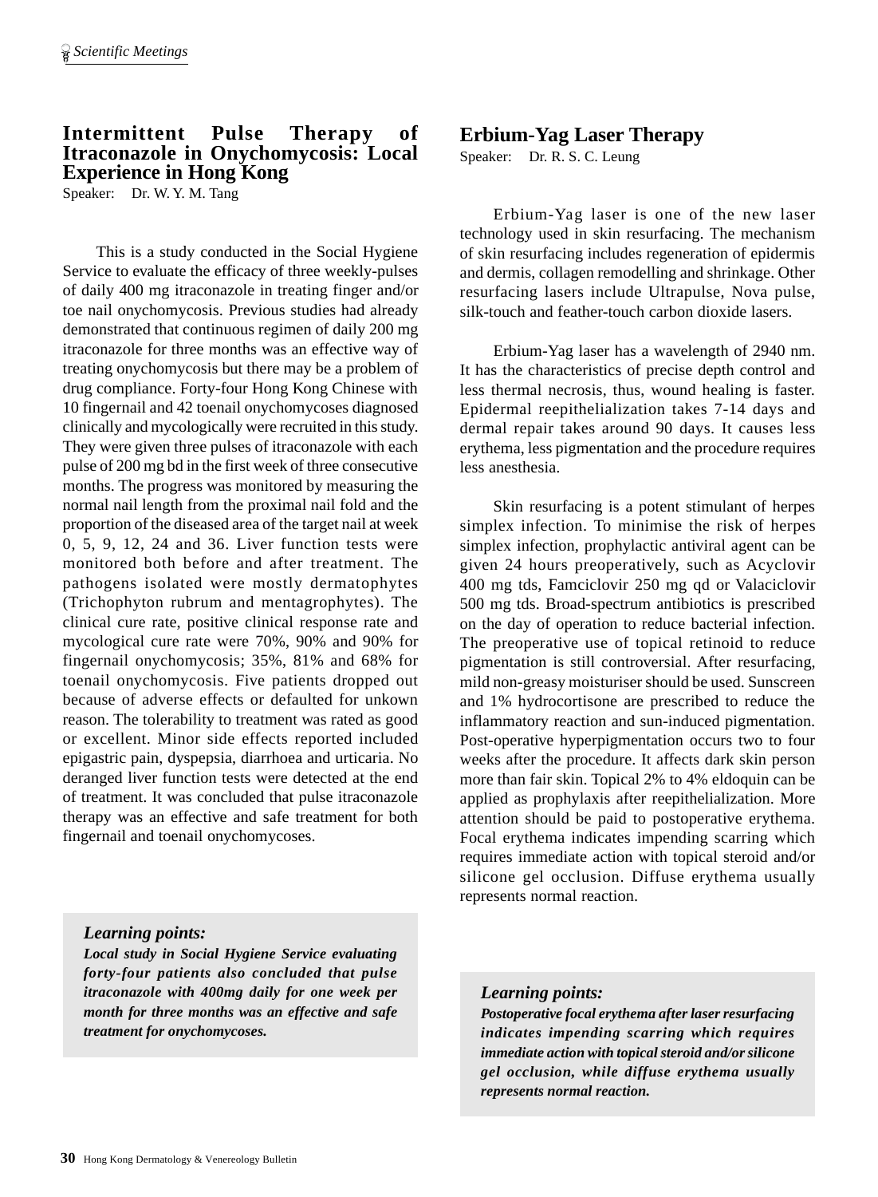## Intermittent Pulse Therapy of Itraconazole in Onychomycosis: Local Experience in Hong Kong

Speaker: Dr. W. Y. M. Tang

This is a study conducted in the Social Hygiene Service to evaluate the efficacy of three weekly-pulses of daily 400 mg itraconazole in treating finger and/or toe nail onychomycosis. Previous studies had already demonstrated that continuous regimen of daily 200 mg itraconazole for three months was an effective way of treating onychomycosis but there may be a problem of drug compliance. Forty-four Hong Kong Chinese with 10 fingernail and 42 toenail onychomycoses diagnosed clinically and mycologically were recruited in this study. They were given three pulses of itraconazole with each pulse of 200 mg bd in the first week of three consecutive months. The progress was monitored by measuring the normal nail length from the proximal nail fold and the proportion of the diseased area of the target nail at week 0, 5, 9, 12, 24 and 36. Liver function tests were monitored both before and after treatment. The pathogens isolated were mostly dermatophytes (Trichophyton rubrum and mentagrophytes). The clinical cure rate, positive clinical response rate and mycological cure rate were 70%, 90% and 90% for fingernail onychomycosis; 35%, 81% and 68% for toenail onychomycosis. Five patients dropped out because of adverse effects or defaulted for unkown reason. The tolerability to treatment was rated as good or excellent. Minor side effects reported included epigastric pain, dyspepsia, diarrhoea and urticaria. No deranged liver function tests were detected at the end of treatment. It was concluded that pulse itraconazole therapy was an effective and safe treatment for both fingernail and toenail onychomycoses.

***Learning points:***

***Local study in Social Hygiene Service evaluating forty-four patients also concluded that pulse itraconazole with 400mg daily for one week per month for three months was an effective and safe treatment for onychomycoses.***

## Erbium-Yag Laser Therapy

Speaker: Dr. R. S. C. Leung

Erbium-Yag laser is one of the new laser technology used in skin resurfacing. The mechanism of skin resurfacing includes regeneration of epidermis and dermis, collagen remodelling and shrinkage. Other resurfacing lasers include Ultrapulse, Nova pulse, silk-touch and feather-touch carbon dioxide lasers.

Erbium-Yag laser has a wavelength of 2940 nm. It has the characteristics of precise depth control and less thermal necrosis, thus, wound healing is faster. Epidermal reepithelialization takes 7-14 days and dermal repair takes around 90 days. It causes less erythema, less pigmentation and the procedure requires less anesthesia.

Skin resurfacing is a potent stimulant of herpes simplex infection. To minimise the risk of herpes simplex infection, prophylactic antiviral agent can be given 24 hours preoperatively, such as Acyclovir 400 mg tds, Famciclovir 250 mg qd or Valaciclovir 500 mg tds. Broad-spectrum antibiotics is prescribed on the day of operation to reduce bacterial infection. The preoperative use of topical retinoid to reduce pigmentation is still controversial. After resurfacing, mild non-greasy moisturiser should be used. Sunscreen and 1% hydrocortisone are prescribed to reduce the inflammatory reaction and sun-induced pigmentation. Post-operative hyperpigmentation occurs two to four weeks after the procedure. It affects dark skin person more than fair skin. Topical 2% to 4% eldoquin can be applied as prophylaxis after reepithelialization. More attention should be paid to postoperative erythema. Focal erythema indicates impending scarring which requires immediate action with topical steroid and/or silicone gel occlusion. Diffuse erythema usually represents normal reaction.

***Learning points:***

***Postoperative focal erythema after laser resurfacing indicates impending scarring which requires immediate action with topical steroid and/or silicone gel occlusion, while diffuse erythema usually represents normal reaction.***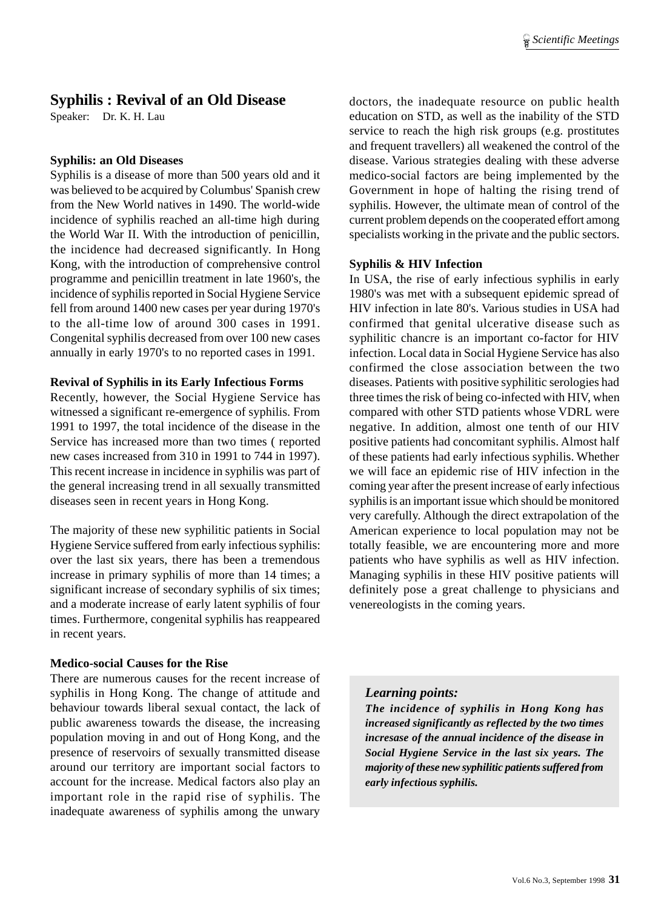## Syphilis : Revival of an Old Disease

Speaker: Dr. K. H. Lau

### Syphilis: an Old Diseases

Syphilis is a disease of more than 500 years old and it was believed to be acquired by Columbus' Spanish crew from the New World natives in 1490. The world-wide incidence of syphilis reached an all-time high during the World War II. With the introduction of penicillin, the incidence had decreased significantly. In Hong Kong, with the introduction of comprehensive control programme and penicillin treatment in late 1960's, the incidence of syphilis reported in Social Hygiene Service fell from around 1400 new cases per year during 1970's to the all-time low of around 300 cases in 1991. Congenital syphilis decreased from over 100 new cases annually in early 1970's to no reported cases in 1991.

### Revival of Syphilis in its Early Infectious Forms

Recently, however, the Social Hygiene Service has witnessed a significant re-emergence of syphilis. From 1991 to 1997, the total incidence of the disease in the Service has increased more than two times ( reported new cases increased from 310 in 1991 to 744 in 1997). This recent increase in incidence in syphilis was part of the general increasing trend in all sexually transmitted diseases seen in recent years in Hong Kong.

The majority of these new syphilitic patients in Social Hygiene Service suffered from early infectious syphilis: over the last six years, there has been a tremendous increase in primary syphilis of more than 14 times; a significant increase of secondary syphilis of six times; and a moderate increase of early latent syphilis of four times. Furthermore, congenital syphilis has reappeared in recent years.

### Medico-social Causes for the Rise

There are numerous causes for the recent increase of syphilis in Hong Kong. The change of attitude and behaviour towards liberal sexual contact, the lack of public awareness towards the disease, the increasing population moving in and out of Hong Kong, and the presence of reservoirs of sexually transmitted disease around our territory are important social factors to account for the increase. Medical factors also play an important role in the rapid rise of syphilis. The inadequate awareness of syphilis among the unwary doctors, the inadequate resource on public health education on STD, as well as the inability of the STD service to reach the high risk groups (e.g. prostitutes and frequent travellers) all weakened the control of the disease. Various strategies dealing with these adverse medico-social factors are being implemented by the Government in hope of halting the rising trend of syphilis. However, the ultimate mean of control of the current problem depends on the cooperated effort among specialists working in the private and the public sectors.

### Syphilis & HIV Infection

In USA, the rise of early infectious syphilis in early 1980's was met with a subsequent epidemic spread of HIV infection in late 80's. Various studies in USA had confirmed that genital ulcerative disease such as syphilitic chancre is an important co-factor for HIV infection. Local data in Social Hygiene Service has also confirmed the close association between the two diseases. Patients with positive syphilitic serologies had three times the risk of being co-infected with HIV, when compared with other STD patients whose VDRL were negative. In addition, almost one tenth of our HIV positive patients had concomitant syphilis. Almost half of these patients had early infectious syphilis. Whether we will face an epidemic rise of HIV infection in the coming year after the present increase of early infectious syphilis is an important issue which should be monitored very carefully. Although the direct extrapolation of the American experience to local population may not be totally feasible, we are encountering more and more patients who have syphilis as well as HIV infection. Managing syphilis in these HIV positive patients will definitely pose a great challenge to physicians and venereologists in the coming years.

> ***Learning points:***
>
> ***The incidence of syphilis in Hong Kong has increased significantly as reflected by the two times incresase of the annual incidence of the disease in Social Hygiene Service in the last six years. The majority of these new syphilitic patients suffered from early infectious syphilis.***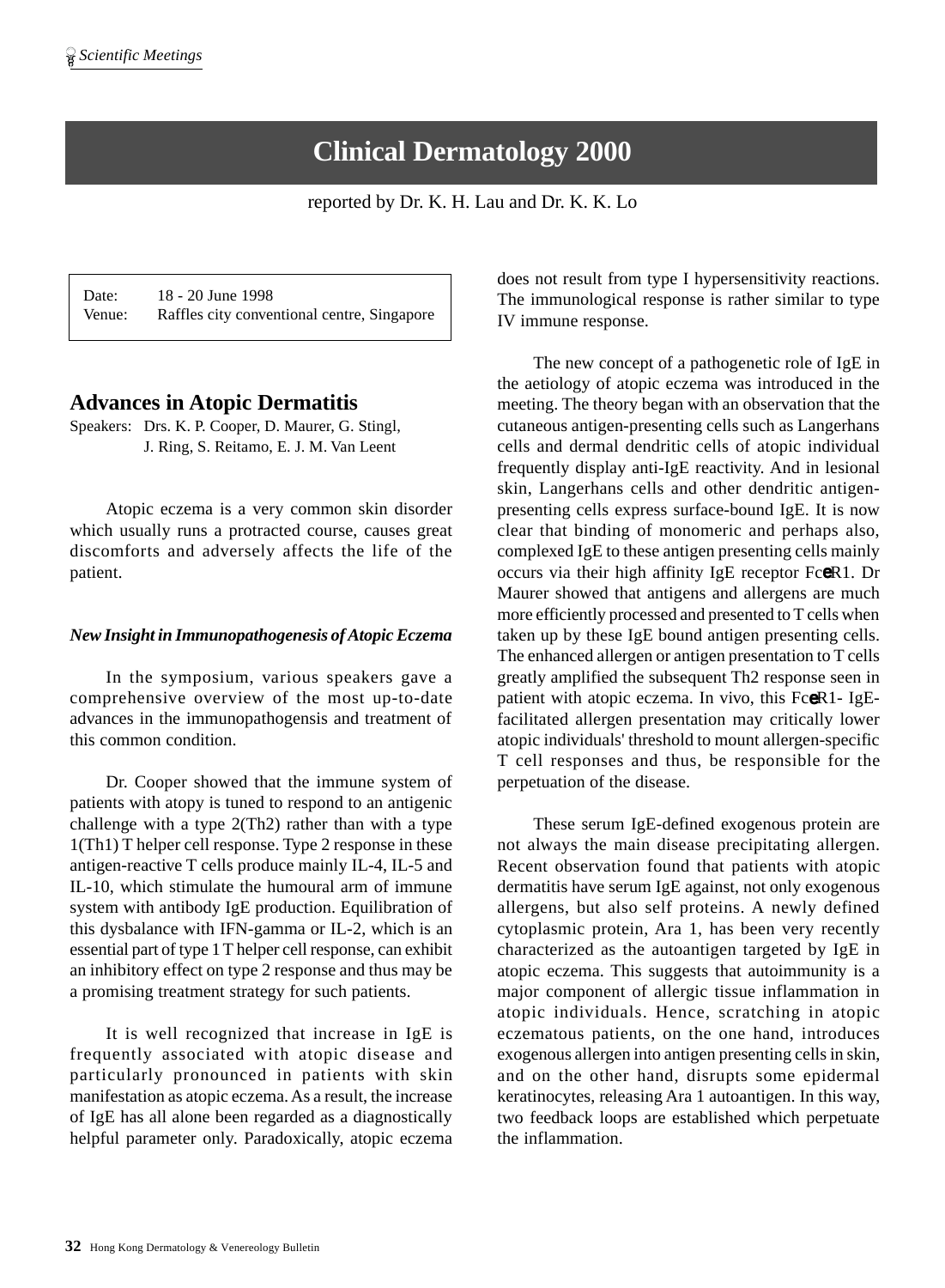# Clinical Dermatology 2000

reported by Dr. K. H. Lau and Dr. K. K. Lo

| Date: | 18 - 20 June 1998 |
| --- | --- |
| Venue: | Raffles city conventional centre, Singapore |

## Advances in Atopic Dermatitis

Speakers: Drs. K. P. Cooper, D. Maurer, G. Stingl, J. Ring, S. Reitamo, E. J. M. Van Leent

Atopic eczema is a very common skin disorder which usually runs a protracted course, causes great discomforts and adversely affects the life of the patient.

### *New Insight in Immunopathogenesis of Atopic Eczema*

In the symposium, various speakers gave a comprehensive overview of the most up-to-date advances in the immunopathogensis and treatment of this common condition.

Dr. Cooper showed that the immune system of patients with atopy is tuned to respond to an antigenic challenge with a type 2(Th2) rather than with a type 1(Th1) T helper cell response. Type 2 response in these antigen-reactive T cells produce mainly IL-4, IL-5 and IL-10, which stimulate the humoural arm of immune system with antibody IgE production. Equilibration of this dysbalance with IFN-gamma or IL-2, which is an essential part of type 1 T helper cell response, can exhibit an inhibitory effect on type 2 response and thus may be a promising treatment strategy for such patients.

It is well recognized that increase in IgE is frequently associated with atopic disease and particularly pronounced in patients with skin manifestation as atopic eczema. As a result, the increase of IgE has all alone been regarded as a diagnostically helpful parameter only. Paradoxically, atopic eczema does not result from type I hypersensitivity reactions. The immunological response is rather similar to type IV immune response.

The new concept of a pathogenetic role of IgE in the aetiology of atopic eczema was introduced in the meeting. The theory began with an observation that the cutaneous antigen-presenting cells such as Langerhans cells and dermal dendritic cells of atopic individual frequently display anti-IgE reactivity. And in lesional skin, Langerhans cells and other dendritic antigen-presenting cells express surface-bound IgE. It is now clear that binding of monomeric and perhaps also, complexed IgE to these antigen presenting cells mainly occurs via their high affinity IgE receptor FcεR1. Dr Maurer showed that antigens and allergens are much more efficiently processed and presented to T cells when taken up by these IgE bound antigen presenting cells. The enhanced allergen or antigen presentation to T cells greatly amplified the subsequent Th2 response seen in patient with atopic eczema. In vivo, this FcεR1- IgE-facilitated allergen presentation may critically lower atopic individuals' threshold to mount allergen-specific T cell responses and thus, be responsible for the perpetuation of the disease.

These serum IgE-defined exogenous protein are not always the main disease precipitating allergen. Recent observation found that patients with atopic dermatitis have serum IgE against, not only exogenous allergens, but also self proteins. A newly defined cytoplasmic protein, Ara 1, has been very recently characterized as the autoantigen targeted by IgE in atopic eczema. This suggests that autoimmunity is a major component of allergic tissue inflammation in atopic individuals. Hence, scratching in atopic eczematous patients, on the one hand, introduces exogenous allergen into antigen presenting cells in skin, and on the other hand, disrupts some epidermal keratinocytes, releasing Ara 1 autoantigen. In this way, two feedback loops are established which perpetuate the inflammation.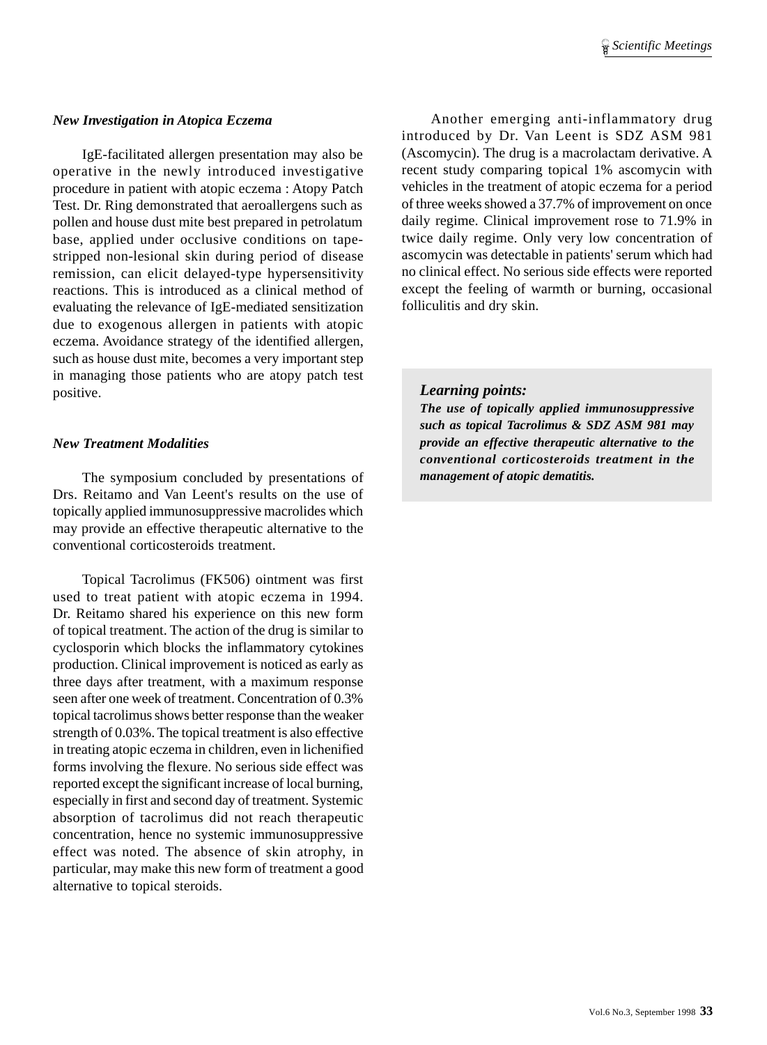### *New Investigation in Atopica Eczema*

IgE-facilitated allergen presentation may also be operative in the newly introduced investigative procedure in patient with atopic eczema : Atopy Patch Test. Dr. Ring demonstrated that aeroallergens such as pollen and house dust mite best prepared in petrolatum base, applied under occlusive conditions on tape-stripped non-lesional skin during period of disease remission, can elicit delayed-type hypersensitivity reactions. This is introduced as a clinical method of evaluating the relevance of IgE-mediated sensitization due to exogenous allergen in patients with atopic eczema. Avoidance strategy of the identified allergen, such as house dust mite, becomes a very important step in managing those patients who are atopy patch test positive.

### *New Treatment Modalities*

The symposium concluded by presentations of Drs. Reitamo and Van Leent's results on the use of topically applied immunosuppressive macrolides which may provide an effective therapeutic alternative to the conventional corticosteroids treatment.

Topical Tacrolimus (FK506) ointment was first used to treat patient with atopic eczema in 1994. Dr. Reitamo shared his experience on this new form of topical treatment. The action of the drug is similar to cyclosporin which blocks the inflammatory cytokines production. Clinical improvement is noticed as early as three days after treatment, with a maximum response seen after one week of treatment. Concentration of 0.3% topical tacrolimus shows better response than the weaker strength of 0.03%. The topical treatment is also effective in treating atopic eczema in children, even in lichenified forms involving the flexure. No serious side effect was reported except the significant increase of local burning, especially in first and second day of treatment. Systemic absorption of tacrolimus did not reach therapeutic concentration, hence no systemic immunosuppressive effect was noted. The absence of skin atrophy, in particular, may make this new form of treatment a good alternative to topical steroids.

Another emerging anti-inflammatory drug introduced by Dr. Van Leent is SDZ ASM 981 (Ascomycin). The drug is a macrolactam derivative. A recent study comparing topical 1% ascomycin with vehicles in the treatment of atopic eczema for a period of three weeks showed a 37.7% of improvement on once daily regime. Clinical improvement rose to 71.9% in twice daily regime. Only very low concentration of ascomycin was detectable in patients' serum which had no clinical effect. No serious side effects were reported except the feeling of warmth or burning, occasional folliculitis and dry skin.

> ***Learning points:***
> ***The use of topically applied immunosuppressive such as topical Tacrolimus & SDZ ASM 981 may provide an effective therapeutic alternative to the conventional corticosteroids treatment in the management of atopic dematitis.***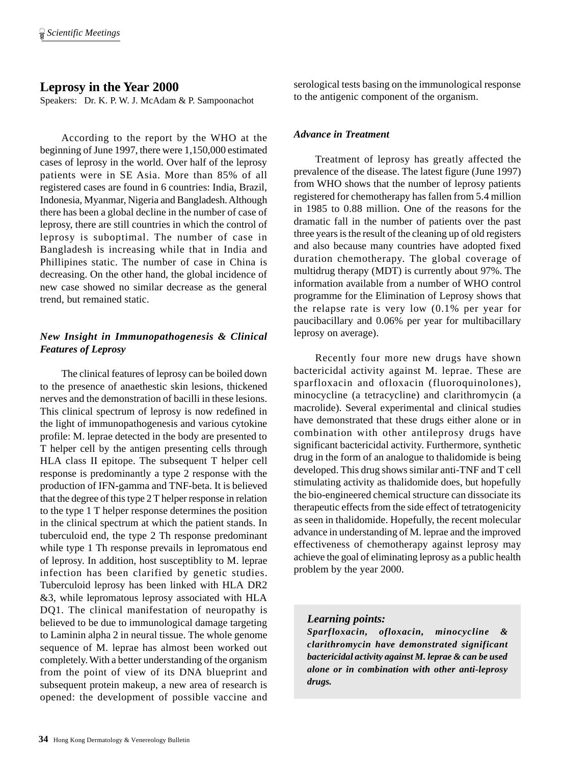## Leprosy in the Year 2000

Speakers: Dr. K. P. W. J. McAdam & P. Sampoonachot

According to the report by the WHO at the beginning of June 1997, there were 1,150,000 estimated cases of leprosy in the world. Over half of the leprosy patients were in SE Asia. More than 85% of all registered cases are found in 6 countries: India, Brazil, Indonesia, Myanmar, Nigeria and Bangladesh. Although there has been a global decline in the number of case of leprosy, there are still countries in which the control of leprosy is suboptimal. The number of case in Bangladesh is increasing while that in India and Phillipines static. The number of case in China is decreasing. On the other hand, the global incidence of new case showed no similar decrease as the general trend, but remained static.

### *New Insight in Immunopathogenesis & Clinical Features of Leprosy*

The clinical features of leprosy can be boiled down to the presence of anaethestic skin lesions, thickened nerves and the demonstration of bacilli in these lesions. This clinical spectrum of leprosy is now redefined in the light of immunopathogenesis and various cytokine profile: M. leprae detected in the body are presented to T helper cell by the antigen presenting cells through HLA class II epitope. The subsequent T helper cell response is predominantly a type 2 response with the production of IFN-gamma and TNF-beta. It is believed that the degree of this type 2 T helper response in relation to the type 1 T helper response determines the position in the clinical spectrum at which the patient stands. In tuberculoid end, the type 2 Th response predominant while type 1 Th response prevails in lepromatous end of leprosy. In addition, host susceptiblity to M. leprae infection has been clarified by genetic studies. Tuberculoid leprosy has been linked with HLA DR2 &3, while lepromatous leprosy associated with HLA DQ1. The clinical manifestation of neuropathy is believed to be due to immunological damage targeting to Laminin alpha 2 in neural tissue. The whole genome sequence of M. leprae has almost been worked out completely. With a better understanding of the organism from the point of view of its DNA blueprint and subsequent protein makeup, a new area of research is opened: the development of possible vaccine and serological tests basing on the immunological response to the antigenic component of the organism.

### *Advance in Treatment*

Treatment of leprosy has greatly affected the prevalence of the disease. The latest figure (June 1997) from WHO shows that the number of leprosy patients registered for chemotherapy has fallen from 5.4 million in 1985 to 0.88 million. One of the reasons for the dramatic fall in the number of patients over the past three years is the result of the cleaning up of old registers and also because many countries have adopted fixed duration chemotherapy. The global coverage of multidrug therapy (MDT) is currently about 97%. The information available from a number of WHO control programme for the Elimination of Leprosy shows that the relapse rate is very low (0.1% per year for paucibacillary and 0.06% per year for multibacillary leprosy on average).

Recently four more new drugs have shown bactericidal activity against M. leprae. These are sparfloxacin and ofloxacin (fluoroquinolones), minocycline (a tetracycline) and clarithromycin (a macrolide). Several experimental and clinical studies have demonstrated that these drugs either alone or in combination with other antileprosy drugs have significant bactericidal activity. Furthermore, synthetic drug in the form of an analogue to thalidomide is being developed. This drug shows similar anti-TNF and T cell stimulating activity as thalidomide does, but hopefully the bio-engineered chemical structure can dissociate its therapeutic effects from the side effect of tetratogenicity as seen in thalidomide. Hopefully, the recent molecular advance in understanding of M. leprae and the improved effectiveness of chemotherapy against leprosy may achieve the goal of eliminating leprosy as a public health problem by the year 2000.

> ***Learning points:***
> ***Sparfloxacin, ofloxacin, minocycline & clarithromycin have demonstrated significant bactericidal activity against M. leprae & can be used alone or in combination with other anti-leprosy drugs.***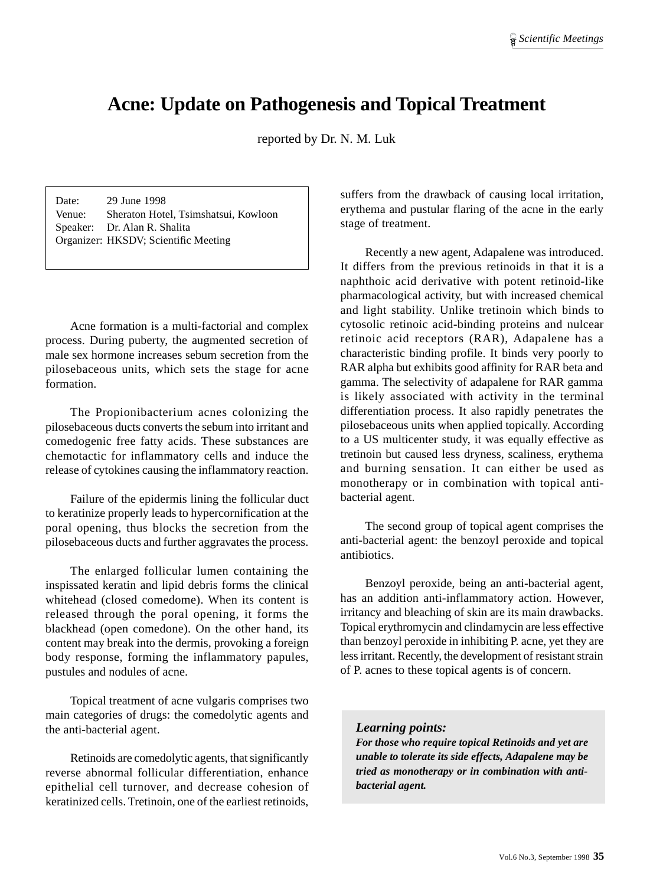# Acne: Update on Pathogenesis and Topical Treatment

reported by Dr. N. M. Luk

Date: 29 June 1998
Venue: Sheraton Hotel, Tsimshatsui, Kowloon
Speaker: Dr. Alan R. Shalita
Organizer: HKSDV; Scientific Meeting

Acne formation is a multi-factorial and complex process. During puberty, the augmented secretion of male sex hormone increases sebum secretion from the pilosebaceous units, which sets the stage for acne formation.

The Propionibacterium acnes colonizing the pilosebaceous ducts converts the sebum into irritant and comedogenic free fatty acids. These substances are chemotactic for inflammatory cells and induce the release of cytokines causing the inflammatory reaction.

Failure of the epidermis lining the follicular duct to keratinize properly leads to hypercornification at the poral opening, thus blocks the secretion from the pilosebaceous ducts and further aggravates the process.

The enlarged follicular lumen containing the inspissated keratin and lipid debris forms the clinical whitehead (closed comedome). When its content is released through the poral opening, it forms the blackhead (open comedone). On the other hand, its content may break into the dermis, provoking a foreign body response, forming the inflammatory papules, pustules and nodules of acne.

Topical treatment of acne vulgaris comprises two main categories of drugs: the comedolytic agents and the anti-bacterial agent.

Retinoids are comedolytic agents, that significantly reverse abnormal follicular differentiation, enhance epithelial cell turnover, and decrease cohesion of keratinized cells. Tretinoin, one of the earliest retinoids, suffers from the drawback of causing local irritation, erythema and pustular flaring of the acne in the early stage of treatment.

Recently a new agent, Adapalene was introduced. It differs from the previous retinoids in that it is a naphthoic acid derivative with potent retinoid-like pharmacological activity, but with increased chemical and light stability. Unlike tretinoin which binds to cytosolic retinoic acid-binding proteins and nulcear retinoic acid receptors (RAR), Adapalene has a characteristic binding profile. It binds very poorly to RAR alpha but exhibits good affinity for RAR beta and gamma. The selectivity of adapalene for RAR gamma is likely associated with activity in the terminal differentiation process. It also rapidly penetrates the pilosebaceous units when applied topically. According to a US multicenter study, it was equally effective as tretinoin but caused less dryness, scaliness, erythema and burning sensation. It can either be used as monotherapy or in combination with topical anti-bacterial agent.

The second group of topical agent comprises the anti-bacterial agent: the benzoyl peroxide and topical antibiotics.

Benzoyl peroxide, being an anti-bacterial agent, has an addition anti-inflammatory action. However, irritancy and bleaching of skin are its main drawbacks. Topical erythromycin and clindamycin are less effective than benzoyl peroxide in inhibiting P. acne, yet they are less irritant. Recently, the development of resistant strain of P. acnes to these topical agents is of concern.

***Learning points:***

***For those who require topical Retinoids and yet are unable to tolerate its side effects, Adapalene may be tried as monotherapy or in combination with anti-bacterial agent.***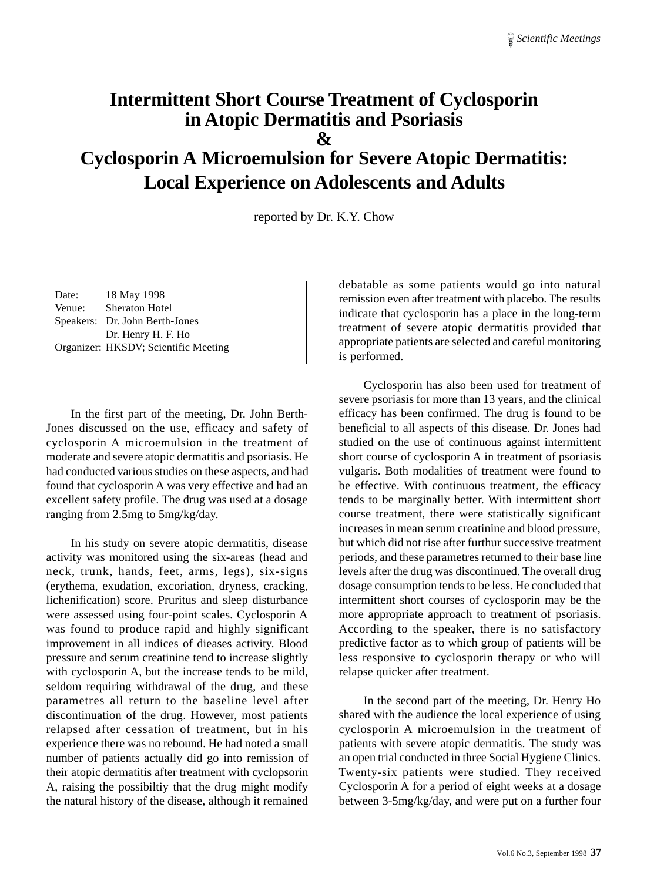# Intermittent Short Course Treatment of Cyclosporin in Atopic Dermatitis and Psoriasis & Cyclosporin A Microemulsion for Severe Atopic Dermatitis: Local Experience on Adolescents and Adults

reported by Dr. K.Y. Chow

Date: 18 May 1998
Venue: Sheraton Hotel
Speakers: Dr. John Berth-Jones
Dr. Henry H. F. Ho
Organizer: HKSDV; Scientific Meeting

In the first part of the meeting, Dr. John Berth-Jones discussed on the use, efficacy and safety of cyclosporin A microemulsion in the treatment of moderate and severe atopic dermatitis and psoriasis. He had conducted various studies on these aspects, and had found that cyclosporin A was very effective and had an excellent safety profile. The drug was used at a dosage ranging from 2.5mg to 5mg/kg/day.

In his study on severe atopic dermatitis, disease activity was monitored using the six-areas (head and neck, trunk, hands, feet, arms, legs), six-signs (erythema, exudation, excoriation, dryness, cracking, lichenification) score. Pruritus and sleep disturbance were assessed using four-point scales. Cyclosporin A was found to produce rapid and highly significant improvement in all indices of dieases activity. Blood pressure and serum creatinine tend to increase slightly with cyclosporin A, but the increase tends to be mild, seldom requiring withdrawal of the drug, and these parametres all return to the baseline level after discontinuation of the drug. However, most patients relapsed after cessation of treatment, but in his experience there was no rebound. He had noted a small number of patients actually did go into remission of their atopic dermatitis after treatment with cyclopsorin A, raising the possibiltiy that the drug might modify the natural history of the disease, although it remained debatable as some patients would go into natural remission even after treatment with placebo. The results indicate that cyclosporin has a place in the long-term treatment of severe atopic dermatitis provided that appropriate patients are selected and careful monitoring is performed.

Cyclosporin has also been used for treatment of severe psoriasis for more than 13 years, and the clinical efficacy has been confirmed. The drug is found to be beneficial to all aspects of this disease. Dr. Jones had studied on the use of continuous against intermittent short course of cyclosporin A in treatment of psoriasis vulgaris. Both modalities of treatment were found to be effective. With continuous treatment, the efficacy tends to be marginally better. With intermittent short course treatment, there were statistically significant increases in mean serum creatinine and blood pressure, but which did not rise after furthur successive treatment periods, and these parametres returned to their base line levels after the drug was discontinued. The overall drug dosage consumption tends to be less. He concluded that intermittent short courses of cyclosporin may be the more appropriate approach to treatment of psoriasis. According to the speaker, there is no satisfactory predictive factor as to which group of patients will be less responsive to cyclosporin therapy or who will relapse quicker after treatment.

In the second part of the meeting, Dr. Henry Ho shared with the audience the local experience of using cyclosporin A microemulsion in the treatment of patients with severe atopic dermatitis. The study was an open trial conducted in three Social Hygiene Clinics. Twenty-six patients were studied. They received Cyclosporin A for a period of eight weeks at a dosage between 3-5mg/kg/day, and were put on a further four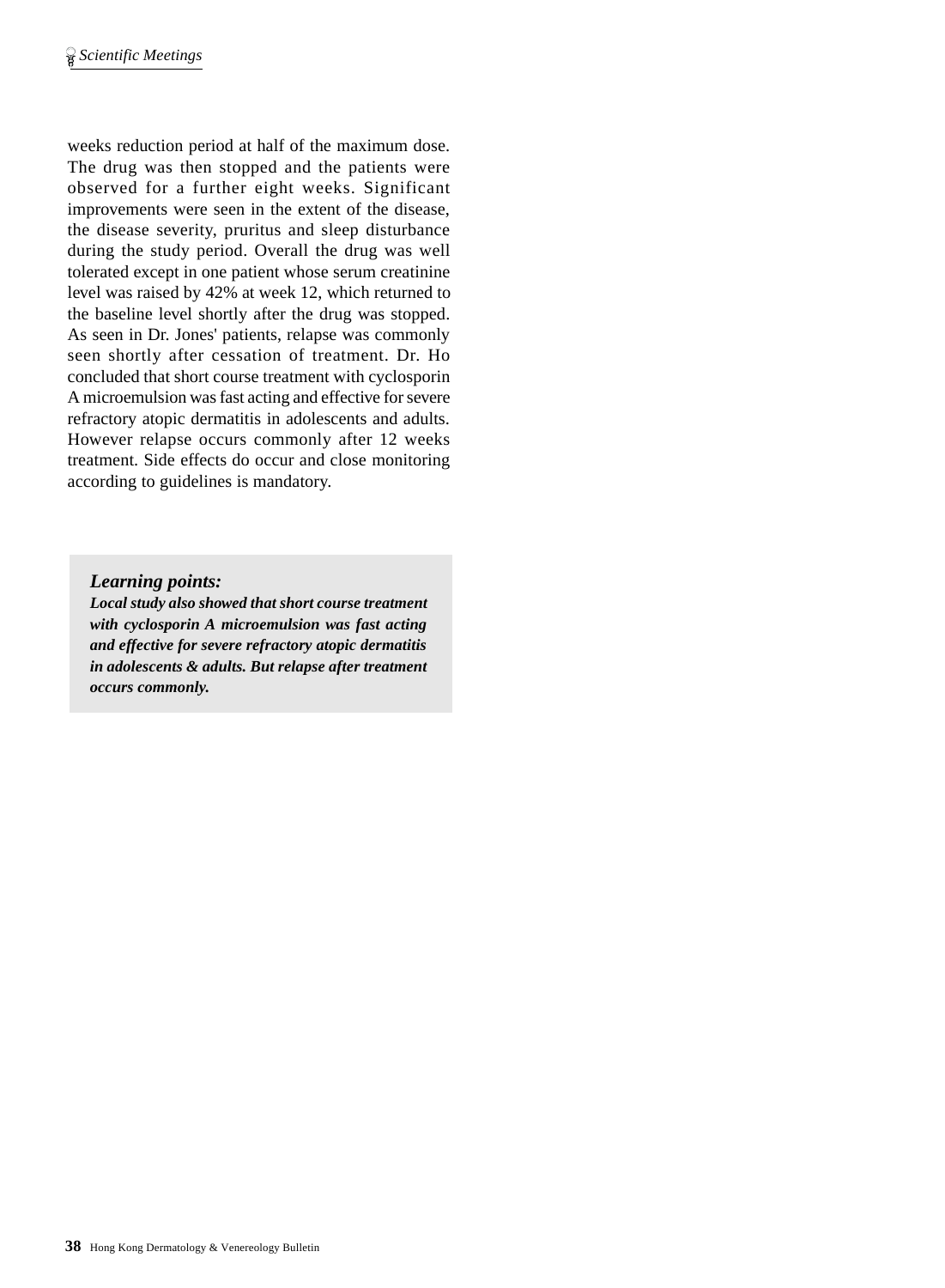weeks reduction period at half of the maximum dose. The drug was then stopped and the patients were observed for a further eight weeks. Significant improvements were seen in the extent of the disease, the disease severity, pruritus and sleep disturbance during the study period. Overall the drug was well tolerated except in one patient whose serum creatinine level was raised by 42% at week 12, which returned to the baseline level shortly after the drug was stopped. As seen in Dr. Jones' patients, relapse was commonly seen shortly after cessation of treatment. Dr. Ho concluded that short course treatment with cyclosporin A microemulsion was fast acting and effective for severe refractory atopic dermatitis in adolescents and adults. However relapse occurs commonly after 12 weeks treatment. Side effects do occur and close monitoring according to guidelines is mandatory.

> ***Learning points:***
> ***Local study also showed that short course treatment with cyclosporin A microemulsion was fast acting and effective for severe refractory atopic dermatitis in adolescents & adults. But relapse after treatment occurs commonly.***